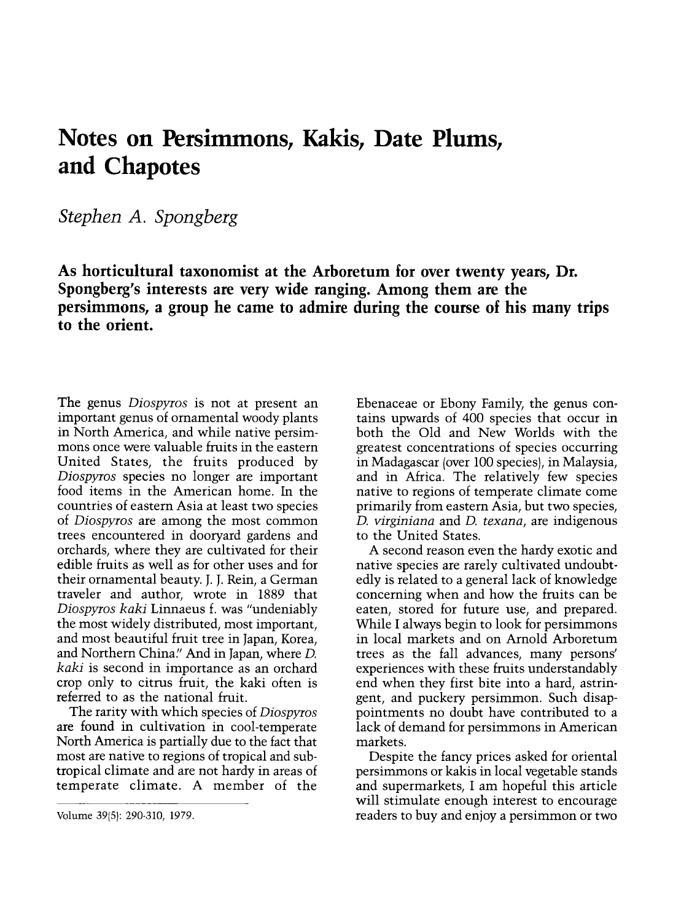# Notes on Persimmons, Kakis, Date Plums, and Chapotes

*Stephen A. Spongberg*

**As horticultural taxonomist at the Arboretum for over twenty years, Dr. Spongberg's interests are very wide ranging. Among them are the persimmons, a group he came to admire during the course of his many trips to the orient.**

The genus *Diospyros* is not at present an important genus of ornamental woody plants in North America, and while native persimmons once were valuable fruits in the eastern United States, the fruits produced by *Diospyros* species no longer are important food items in the American home. In the countries of eastern Asia at least two species of *Diospyros* are among the most common trees encountered in dooryard gardens and orchards, where they are cultivated for their edible fruits as well as for other uses and for their ornamental beauty. J. J. Rein, a German traveler and author, wrote in 1889 that *Diospyros kaki* Linnaeus f. was "undeniably the most widely distributed, most important, and most beautiful fruit tree in Japan, Korea, and Northern China." And in Japan, where *D. kaki* is second in importance as an orchard crop only to citrus fruit, the kaki often is referred to as the national fruit.

The rarity with which species of *Diospyros* are found in cultivation in cool-temperate North America is partially due to the fact that most are native to regions of tropical and subtropical climate and are not hardy in areas of temperate climate. A member of the Ebenaceae or Ebony Family, the genus contains upwards of 400 species that occur in both the Old and New Worlds with the greatest concentrations of species occurring in Madagascar (over 100 species), in Malaysia, and in Africa. The relatively few species native to regions of temperate climate come primarily from eastern Asia, but two species, *D. virginiana* and *D. texana*, are indigenous to the United States.

A second reason even the hardy exotic and native species are rarely cultivated undoubtedly is related to a general lack of knowledge concerning when and how the fruits can be eaten, stored for future use, and prepared. While I always begin to look for persimmons in local markets and on Arnold Arboretum trees as the fall advances, many persons' experiences with these fruits understandably end when they first bite into a hard, astringent, and puckery persimmon. Such disappointments no doubt have contributed to a lack of demand for persimmons in American markets.

Despite the fancy prices asked for oriental persimmons or kakis in local vegetable stands and supermarkets, I am hopeful this article will stimulate enough interest to encourage readers to buy and enjoy a persimmon or two

Volume 39(5): 290-310, 1979.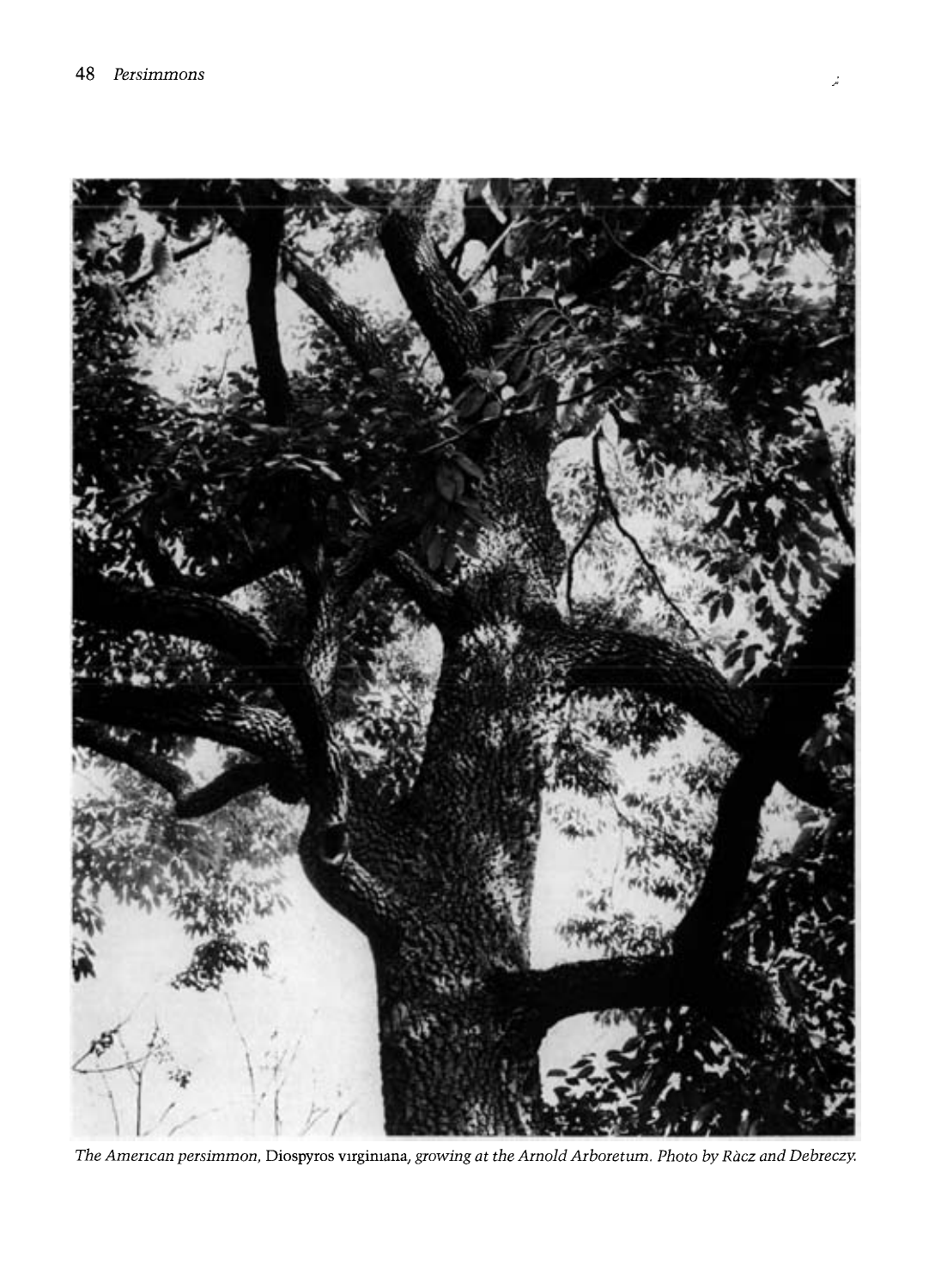*The American persimmon,* Diospyros virginiana, *growing at the Arnold Arboretum. Photo by Ràcz and Debreczy.*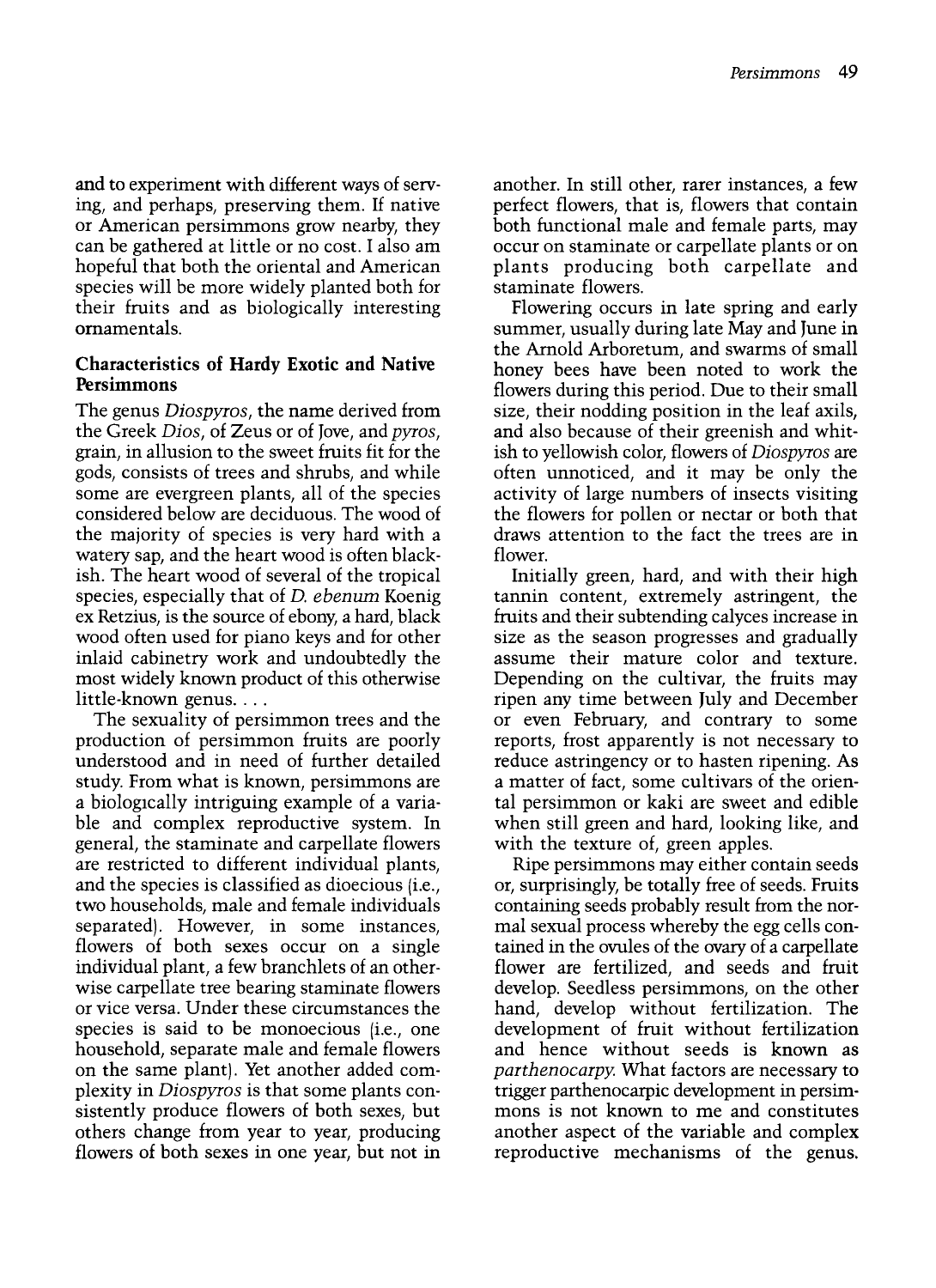and to experiment with different ways of serving, and perhaps, preserving them. If native or American persimmons grow nearby, they can be gathered at little or no cost. I also am hopeful that both the oriental and American species will be more widely planted both for their fruits and as biologically interesting ornamentals.

## Characteristics of Hardy Exotic and Native Persimmons

The genus *Diospyros*, the name derived from the Greek *Dios*, of Zeus or of Jove, and *pyros*, grain, in allusion to the sweet fruits fit for the gods, consists of trees and shrubs, and while some are evergreen plants, all of the species considered below are deciduous. The wood of the majority of species is very hard with a watery sap, and the heart wood is often blackish. The heart wood of several of the tropical species, especially that of *D. ebenum* Koenig ex Retzius, is the source of ebony, a hard, black wood often used for piano keys and for other inlaid cabinetry work and undoubtedly the most widely known product of this otherwise little-known genus. . . .

The sexuality of persimmon trees and the production of persimmon fruits are poorly understood and in need of further detailed study. From what is known, persimmons are a biologically intriguing example of a variable and complex reproductive system. In general, the staminate and carpellate flowers are restricted to different individual plants, and the species is classified as dioecious (i.e., two households, male and female individuals separated). However, in some instances, flowers of both sexes occur on a single individual plant, a few branchlets of an otherwise carpellate tree bearing staminate flowers or vice versa. Under these circumstances the species is said to be monoecious (i.e., one household, separate male and female flowers on the same plant). Yet another added complexity in *Diospyros* is that some plants consistently produce flowers of both sexes, but others change from year to year, producing flowers of both sexes in one year, but not in another. In still other, rarer instances, a few perfect flowers, that is, flowers that contain both functional male and female parts, may occur on staminate or carpellate plants or on plants producing both carpellate and staminate flowers.

Flowering occurs in late spring and early summer, usually during late May and June in the Arnold Arboretum, and swarms of small honey bees have been noted to work the flowers during this period. Due to their small size, their nodding position in the leaf axils, and also because of their greenish and whitish to yellowish color, flowers of *Diospyros* are often unnoticed, and it may be only the activity of large numbers of insects visiting the flowers for pollen or nectar or both that draws attention to the fact the trees are in flower.

Initially green, hard, and with their high tannin content, extremely astringent, the fruits and their subtending calyces increase in size as the season progresses and gradually assume their mature color and texture. Depending on the cultivar, the fruits may ripen any time between July and December or even February, and contrary to some reports, frost apparently is not necessary to reduce astringency or to hasten ripening. As a matter of fact, some cultivars of the oriental persimmon or kaki are sweet and edible when still green and hard, looking like, and with the texture of, green apples.

Ripe persimmons may either contain seeds or, surprisingly, be totally free of seeds. Fruits containing seeds probably result from the normal sexual process whereby the egg cells contained in the ovules of the ovary of a carpellate flower are fertilized, and seeds and fruit develop. Seedless persimmons, on the other hand, develop without fertilization. The development of fruit without fertilization and hence without seeds is known as *parthenocarpy*. What factors are necessary to trigger parthenocarpic development in persimmons is not known to me and constitutes another aspect of the variable and complex reproductive mechanisms of the genus.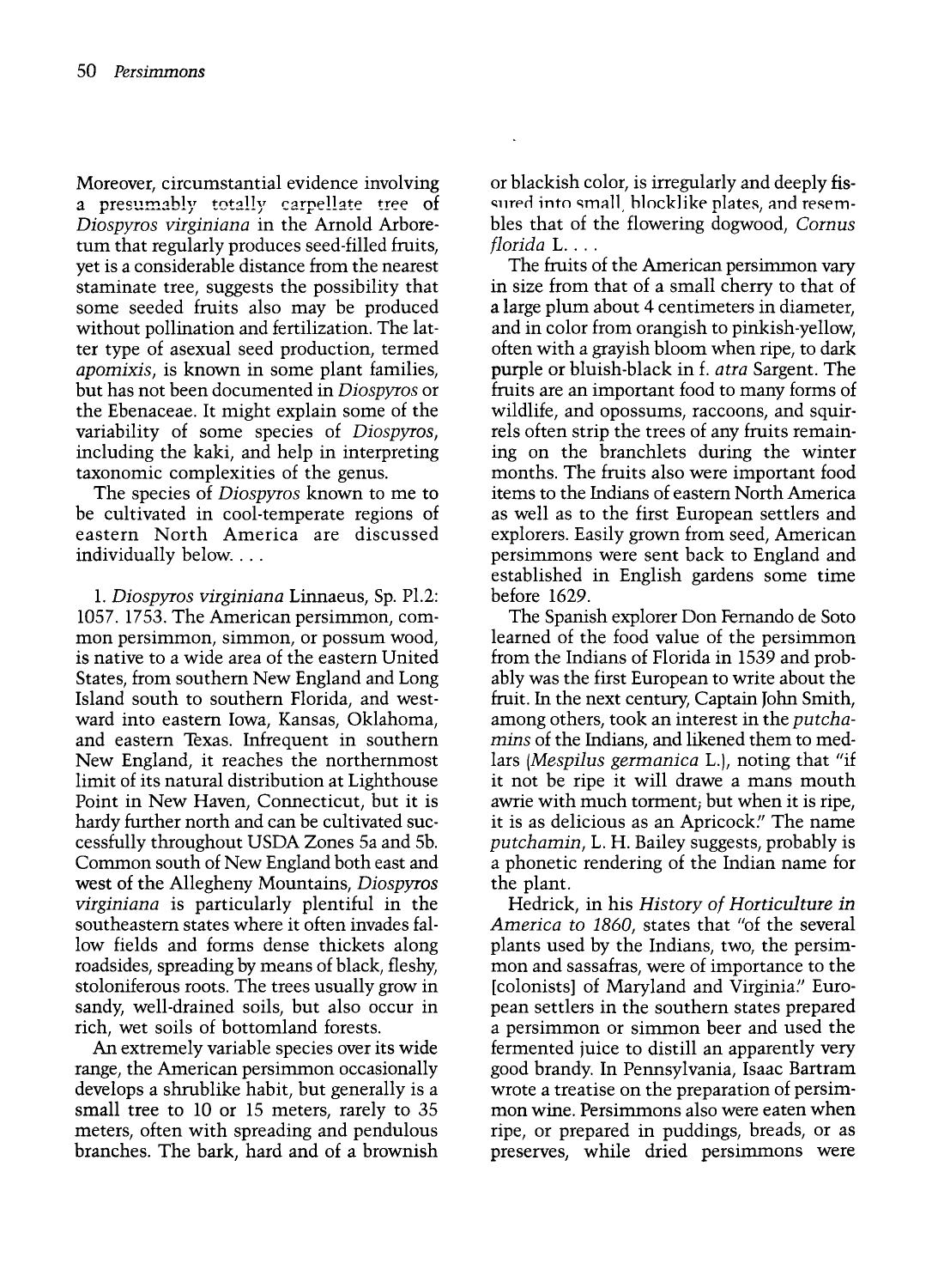Moreover, circumstantial evidence involving a presumably totally carpellate tree of *Diospyros virginiana* in the Arnold Arboretum that regularly produces seed-filled fruits, yet is a considerable distance from the nearest staminate tree, suggests the possibility that some seeded fruits also may be produced without pollination and fertilization. The latter type of asexual seed production, termed *apomixis*, is known in some plant families, but has not been documented in *Diospyros* or the Ebenaceae. It might explain some of the variability of some species of *Diospyros*, including the kaki, and help in interpreting taxonomic complexities of the genus.

The species of *Diospyros* known to me to be cultivated in cool-temperate regions of eastern North America are discussed individually below. . . .

1\. *Diospyros virginiana* Linnaeus, Sp. Pl.2: 1057. 1753. The American persimmon, common persimmon, simmon, or possum wood, is native to a wide area of the eastern United States, from southern New England and Long Island south to southern Florida, and westward into eastern Iowa, Kansas, Oklahoma, and eastern Texas. Infrequent in southern New England, it reaches the northernmost limit of its natural distribution at Lighthouse Point in New Haven, Connecticut, but it is hardy further north and can be cultivated successfully throughout USDA Zones 5a and 5b. Common south of New England both east and west of the Allegheny Mountains, *Diospyros virginiana* is particularly plentiful in the southeastern states where it often invades fallow fields and forms dense thickets along roadsides, spreading by means of black, fleshy, stoloniferous roots. The trees usually grow in sandy, well-drained soils, but also occur in rich, wet soils of bottomland forests.

An extremely variable species over its wide range, the American persimmon occasionally develops a shrublike habit, but generally is a small tree to 10 or 15 meters, rarely to 35 meters, often with spreading and pendulous branches. The bark, hard and of a brownish or blackish color, is irregularly and deeply fissured into small, blocklike plates, and resembles that of the flowering dogwood, *Cornus florida* L. . . .

The fruits of the American persimmon vary in size from that of a small cherry to that of a large plum about 4 centimeters in diameter, and in color from orangish to pinkish-yellow, often with a grayish bloom when ripe, to dark purple or bluish-black in f. *atra* Sargent. The fruits are an important food to many forms of wildlife, and opossums, raccoons, and squirrels often strip the trees of any fruits remaining on the branchlets during the winter months. The fruits also were important food items to the Indians of eastern North America as well as to the first European settlers and explorers. Easily grown from seed, American persimmons were sent back to England and established in English gardens some time before 1629.

The Spanish explorer Don Fernando de Soto learned of the food value of the persimmon from the Indians of Florida in 1539 and probably was the first European to write about the fruit. In the next century, Captain John Smith, among others, took an interest in the *putchamins* of the Indians, and likened them to medlars (*Mespilus germanica* L.), noting that "if it not be ripe it will drawe a mans mouth awrie with much torment; but when it is ripe, it is as delicious as an Apricock." The name *putchamin*, L. H. Bailey suggests, probably is a phonetic rendering of the Indian name for the plant.

Hedrick, in his *History of Horticulture in America to 1860*, states that "of the several plants used by the Indians, two, the persimmon and sassafras, were of importance to the [colonists] of Maryland and Virginia." European settlers in the southern states prepared a persimmon or simmon beer and used the fermented juice to distill an apparently very good brandy. In Pennsylvania, Isaac Bartram wrote a treatise on the preparation of persimmon wine. Persimmons also were eaten when ripe, or prepared in puddings, breads, or as preserves, while dried persimmons were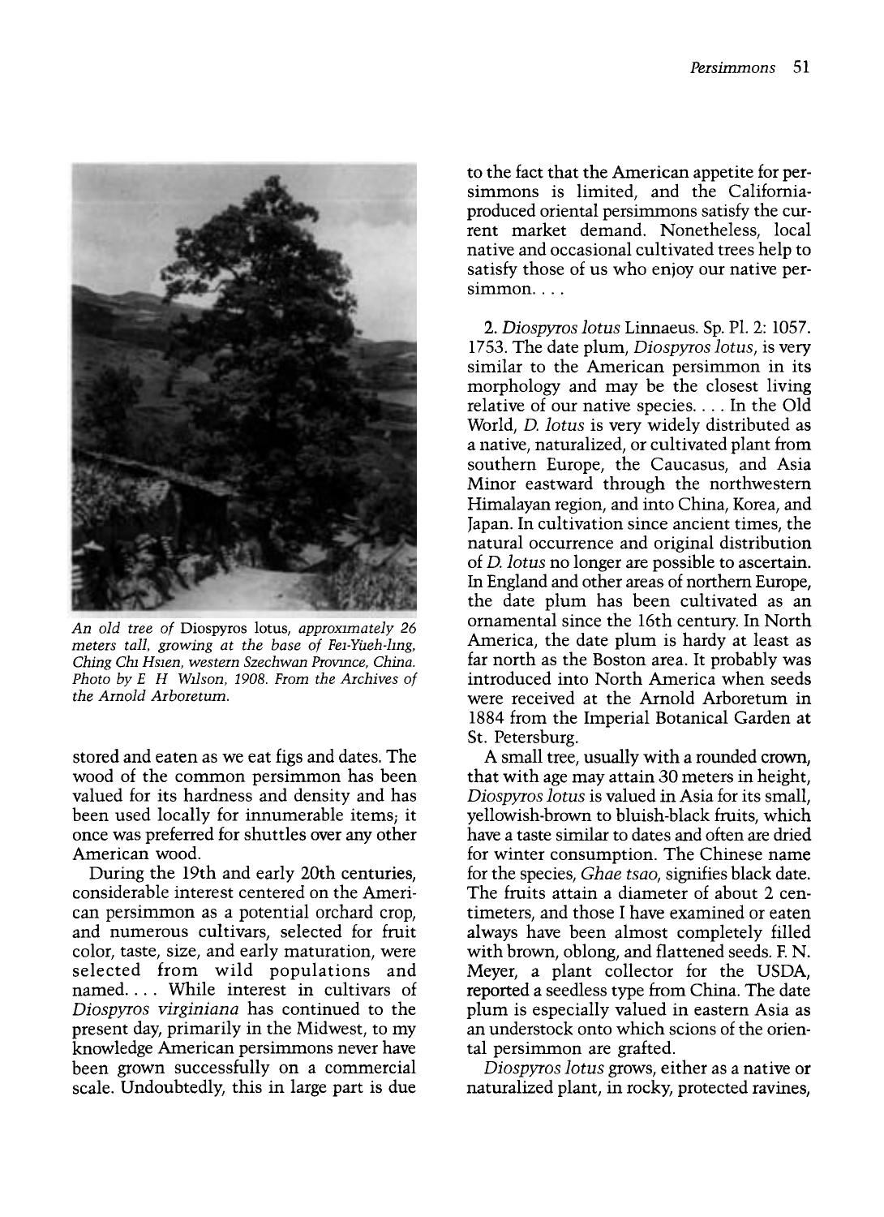*An old tree of* Diospyros lotus, *approximately 26 meters tall, growing at the base of Fei-Yueh-ling, Ching Chi Hsien, western Szechwan Province, China. Photo by E H Wilson, 1908. From the Archives of the Arnold Arboretum.*

stored and eaten as we eat figs and dates. The wood of the common persimmon has been valued for its hardness and density and has been used locally for innumerable items; it once was preferred for shuttles over any other American wood.

During the 19th and early 20th centuries, considerable interest centered on the American persimmon as a potential orchard crop, and numerous cultivars, selected for fruit color, taste, size, and early maturation, were selected from wild populations and named. . . . While interest in cultivars of *Diospyros virginiana* has continued to the present day, primarily in the Midwest, to my knowledge American persimmons never have been grown successfully on a commercial scale. Undoubtedly, this in large part is due to the fact that the American appetite for persimmons is limited, and the California-produced oriental persimmons satisfy the current market demand. Nonetheless, local native and occasional cultivated trees help to satisfy those of us who enjoy our native persimmon. . . .

2. *Diospyros lotus* Linnaeus. Sp. Pl. 2: 1057. 1753. The date plum, *Diospyros lotus*, is very similar to the American persimmon in its morphology and may be the closest living relative of our native species. . . . In the Old World, *D. lotus* is very widely distributed as a native, naturalized, or cultivated plant from southern Europe, the Caucasus, and Asia Minor eastward through the northwestern Himalayan region, and into China, Korea, and Japan. In cultivation since ancient times, the natural occurrence and original distribution of *D. lotus* no longer are possible to ascertain. In England and other areas of northern Europe, the date plum has been cultivated as an ornamental since the 16th century. In North America, the date plum is hardy at least as far north as the Boston area. It probably was introduced into North America when seeds were received at the Arnold Arboretum in 1884 from the Imperial Botanical Garden at St. Petersburg.

A small tree, usually with a rounded crown, that with age may attain 30 meters in height, *Diospyros lotus* is valued in Asia for its small, yellowish-brown to bluish-black fruits, which have a taste similar to dates and often are dried for winter consumption. The Chinese name for the species, *Ghae tsao*, signifies black date. The fruits attain a diameter of about 2 centimeters, and those I have examined or eaten always have been almost completely filled with brown, oblong, and flattened seeds. F. N. Meyer, a plant collector for the USDA, reported a seedless type from China. The date plum is especially valued in eastern Asia as an understock onto which scions of the oriental persimmon are grafted.

*Diospyros lotus* grows, either as a native or naturalized plant, in rocky, protected ravines,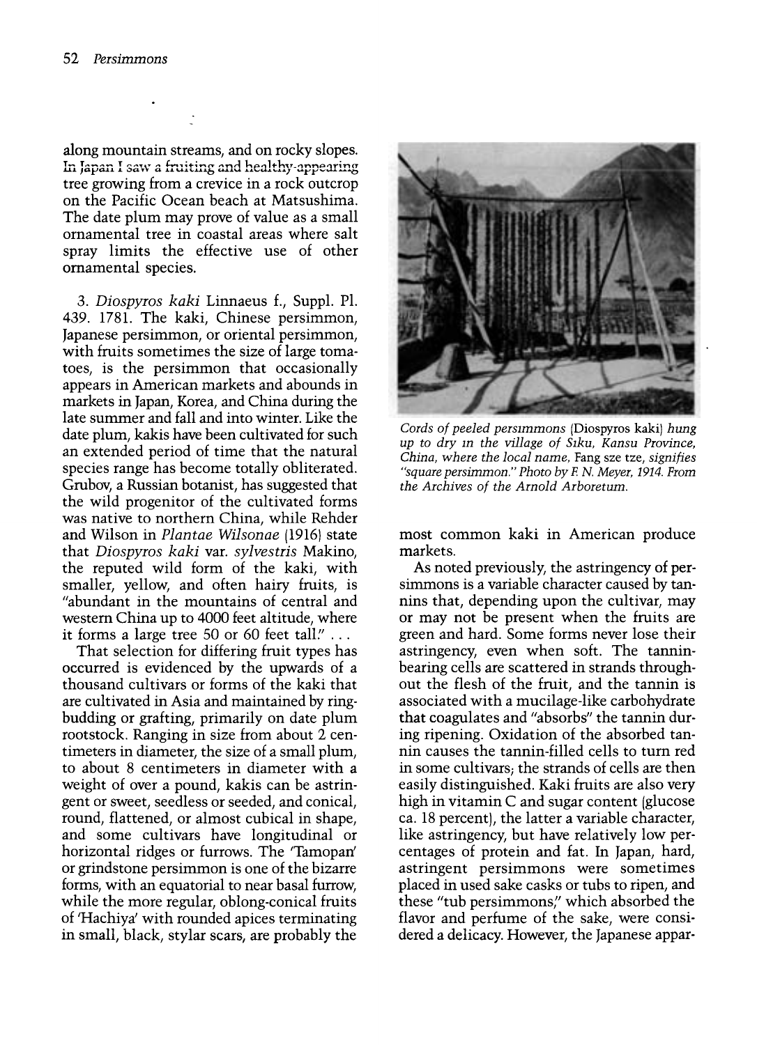along mountain streams, and on rocky slopes. In Japan I saw a fruiting and healthy-appearing tree growing from a crevice in a rock outcrop on the Pacific Ocean beach at Matsushima. The date plum may prove of value as a small ornamental tree in coastal areas where salt spray limits the effective use of other ornamental species.

3. *Diospyros kaki* Linnaeus f., Suppl. Pl. 439. 1781. The kaki, Chinese persimmon, Japanese persimmon, or oriental persimmon, with fruits sometimes the size of large tomatoes, is the persimmon that occasionally appears in American markets and abounds in markets in Japan, Korea, and China during the late summer and fall and into winter. Like the date plum, kakis have been cultivated for such an extended period of time that the natural species range has become totally obliterated. Grubov, a Russian botanist, has suggested that the wild progenitor of the cultivated forms was native to northern China, while Rehder and Wilson in *Plantae Wilsonae* (1916) state that *Diospyros kaki* var. *sylvestris* Makino, the reputed wild form of the kaki, with smaller, yellow, and often hairy fruits, is "abundant in the mountains of central and western China up to 4000 feet altitude, where it forms a large tree 50 or 60 feet tall." . . .

That selection for differing fruit types has occurred is evidenced by the upwards of a thousand cultivars or forms of the kaki that are cultivated in Asia and maintained by ring-budding or grafting, primarily on date plum rootstock. Ranging in size from about 2 centimeters in diameter, the size of a small plum, to about 8 centimeters in diameter with a weight of over a pound, kakis can be astringent or sweet, seedless or seeded, and conical, round, flattened, or almost cubical in shape, and some cultivars have longitudinal or horizontal ridges or furrows. The 'Tamopan' or grindstone persimmon is one of the bizarre forms, with an equatorial to near basal furrow, while the more regular, oblong-conical fruits of 'Hachiya' with rounded apices terminating in small, black, stylar scars, are probably the most common kaki in American produce markets.

*Cords of peeled persimmons* (Diospyros kaki) *hung up to dry in the village of Siku, Kansu Province, China, where the local name,* Fang sze tze, *signifies "square persimmon." Photo by F. N. Meyer, 1914. From the Archives of the Arnold Arboretum.*

As noted previously, the astringency of persimmons is a variable character caused by tannins that, depending upon the cultivar, may or may not be present when the fruits are green and hard. Some forms never lose their astringency, even when soft. The tannin-bearing cells are scattered in strands throughout the flesh of the fruit, and the tannin is associated with a mucilage-like carbohydrate that coagulates and "absorbs" the tannin during ripening. Oxidation of the absorbed tannin causes the tannin-filled cells to turn red in some cultivars; the strands of cells are then easily distinguished. Kaki fruits are also very high in vitamin C and sugar content (glucose ca. 18 percent), the latter a variable character, like astringency, but have relatively low percentages of protein and fat. In Japan, hard, astringent persimmons were sometimes placed in used sake casks or tubs to ripen, and these "tub persimmons," which absorbed the flavor and perfume of the sake, were considered a delicacy. However, the Japanese appar-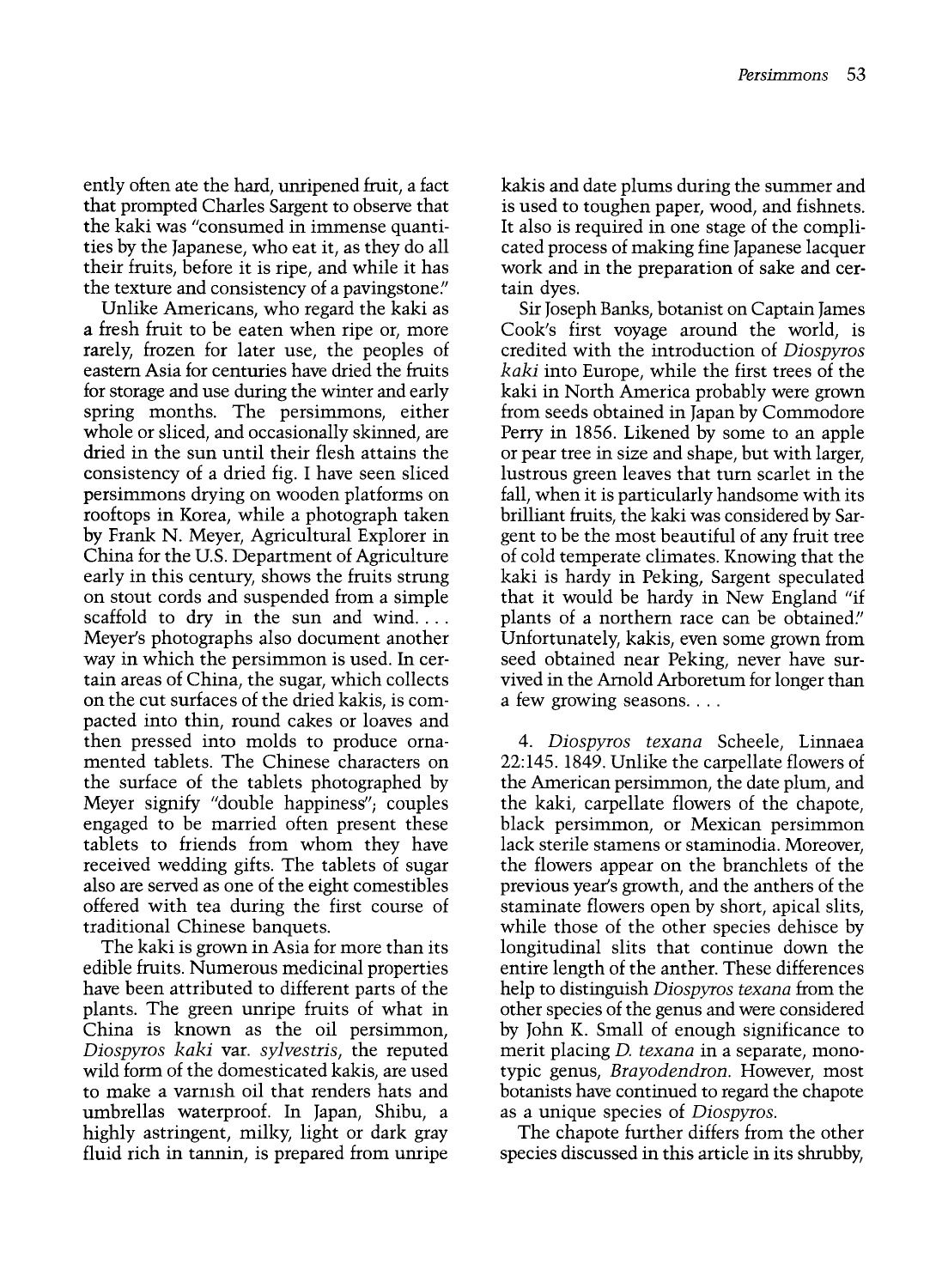ently often ate the hard, unripened fruit, a fact that prompted Charles Sargent to observe that the kaki was "consumed in immense quantities by the Japanese, who eat it, as they do all their fruits, before it is ripe, and while it has the texture and consistency of a pavingstone."

Unlike Americans, who regard the kaki as a fresh fruit to be eaten when ripe or, more rarely, frozen for later use, the peoples of eastern Asia for centuries have dried the fruits for storage and use during the winter and early spring months. The persimmons, either whole or sliced, and occasionally skinned, are dried in the sun until their flesh attains the consistency of a dried fig. I have seen sliced persimmons drying on wooden platforms on rooftops in Korea, while a photograph taken by Frank N. Meyer, Agricultural Explorer in China for the U.S. Department of Agriculture early in this century, shows the fruits strung on stout cords and suspended from a simple scaffold to dry in the sun and wind. . . . Meyer's photographs also document another way in which the persimmon is used. In certain areas of China, the sugar, which collects on the cut surfaces of the dried kakis, is compacted into thin, round cakes or loaves and then pressed into molds to produce ornamented tablets. The Chinese characters on the surface of the tablets photographed by Meyer signify "double happiness"; couples engaged to be married often present these tablets to friends from whom they have received wedding gifts. The tablets of sugar also are served as one of the eight comestibles offered with tea during the first course of traditional Chinese banquets.

The kaki is grown in Asia for more than its edible fruits. Numerous medicinal properties have been attributed to different parts of the plants. The green unripe fruits of what in China is known as the oil persimmon, *Diospyros kaki* var. *sylvestris*, the reputed wild form of the domesticated kakis, are used to make a varnish oil that renders hats and umbrellas waterproof. In Japan, Shibu, a highly astringent, milky, light or dark gray fluid rich in tannin, is prepared from unripe kakis and date plums during the summer and is used to toughen paper, wood, and fishnets. It also is required in one stage of the complicated process of making fine Japanese lacquer work and in the preparation of sake and certain dyes.

Sir Joseph Banks, botanist on Captain James Cook's first voyage around the world, is credited with the introduction of *Diospyros kaki* into Europe, while the first trees of the kaki in North America probably were grown from seeds obtained in Japan by Commodore Perry in 1856. Likened by some to an apple or pear tree in size and shape, but with larger, lustrous green leaves that turn scarlet in the fall, when it is particularly handsome with its brilliant fruits, the kaki was considered by Sargent to be the most beautiful of any fruit tree of cold temperate climates. Knowing that the kaki is hardy in Peking, Sargent speculated that it would be hardy in New England "if plants of a northern race can be obtained." Unfortunately, kakis, even some grown from seed obtained near Peking, never have survived in the Arnold Arboretum for longer than a few growing seasons. . . .

4. *Diospyros texana* Scheele, Linnaea 22:145. 1849. Unlike the carpellate flowers of the American persimmon, the date plum, and the kaki, carpellate flowers of the chapote, black persimmon, or Mexican persimmon lack sterile stamens or staminodia. Moreover, the flowers appear on the branchlets of the previous year's growth, and the anthers of the staminate flowers open by short, apical slits, while those of the other species dehisce by longitudinal slits that continue down the entire length of the anther. These differences help to distinguish *Diospyros texana* from the other species of the genus and were considered by John K. Small of enough significance to merit placing *D. texana* in a separate, monotypic genus, *Brayodendron*. However, most botanists have continued to regard the chapote as a unique species of *Diospyros*.

The chapote further differs from the other species discussed in this article in its shrubby,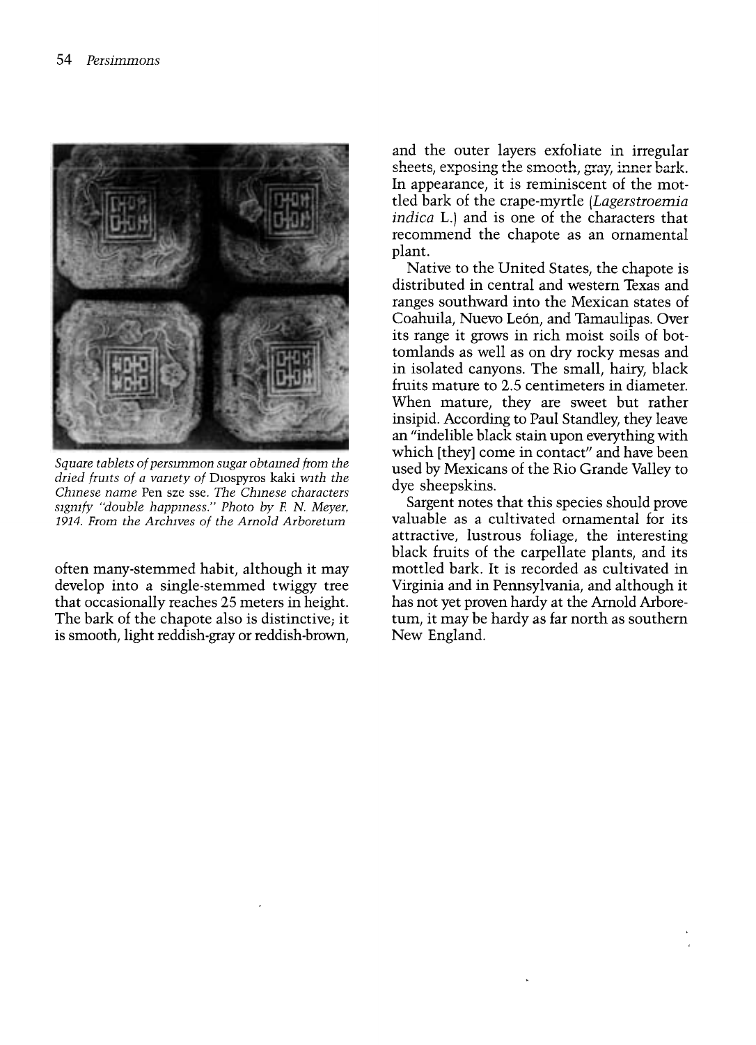*Square tablets of persimmon sugar obtained from the dried fruits of a variety of* Diospyros kaki *with the Chinese name* Pen sze sse. *The Chinese characters signify "double happiness." Photo by F. N. Meyer, 1914. From the Archives of the Arnold Arboretum*

often many-stemmed habit, although it may develop into a single-stemmed twiggy tree that occasionally reaches 25 meters in height. The bark of the chapote also is distinctive; it is smooth, light reddish-gray or reddish-brown, and the outer layers exfoliate in irregular sheets, exposing the smooth, gray, inner bark. In appearance, it is reminiscent of the mottled bark of the crape-myrtle (*Lagerstroemia indica* L.) and is one of the characters that recommend the chapote as an ornamental plant.

Native to the United States, the chapote is distributed in central and western Texas and ranges southward into the Mexican states of Coahuila, Nuevo León, and Tamaulipas. Over its range it grows in rich moist soils of bottomlands as well as on dry rocky mesas and in isolated canyons. The small, hairy, black fruits mature to 2.5 centimeters in diameter. When mature, they are sweet but rather insipid. According to Paul Standley, they leave an "indelible black stain upon everything with which [they] come in contact" and have been used by Mexicans of the Rio Grande Valley to dye sheepskins.

Sargent notes that this species should prove valuable as a cultivated ornamental for its attractive, lustrous foliage, the interesting black fruits of the carpellate plants, and its mottled bark. It is recorded as cultivated in Virginia and in Pennsylvania, and although it has not yet proven hardy at the Arnold Arboretum, it may be hardy as far north as southern New England.